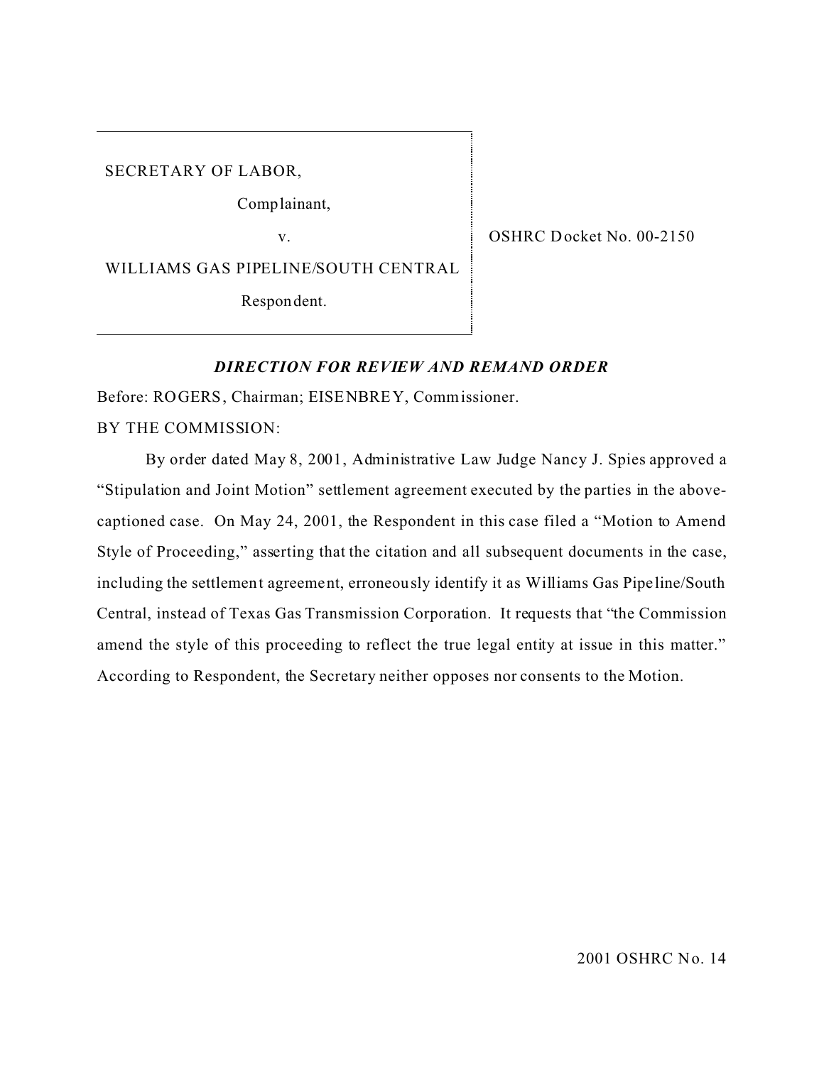SECRETARY OF LABOR,

Complainant,

v.

WILLIAMS GAS PIPELINE/SOUTH CENTRAL

Respondent.

OSHRC Docket No. 00-2150

***DIRECTION FOR REVIEW AND REMAND ORDER***

Before: ROGERS, Chairman; EISENBREY, Commissioner.

BY THE COMMISSION:

By order dated May 8, 2001, Administrative Law Judge Nancy J. Spies approved a "Stipulation and Joint Motion" settlement agreement executed by the parties in the above-captioned case. On May 24, 2001, the Respondent in this case filed a "Motion to Amend Style of Proceeding," asserting that the citation and all subsequent documents in the case, including the settlement agreement, erroneously identify it as Williams Gas Pipeline/South Central, instead of Texas Gas Transmission Corporation. It requests that "the Commission amend the style of this proceeding to reflect the true legal entity at issue in this matter." According to Respondent, the Secretary neither opposes nor consents to the Motion.

2001 OSHRC No. 14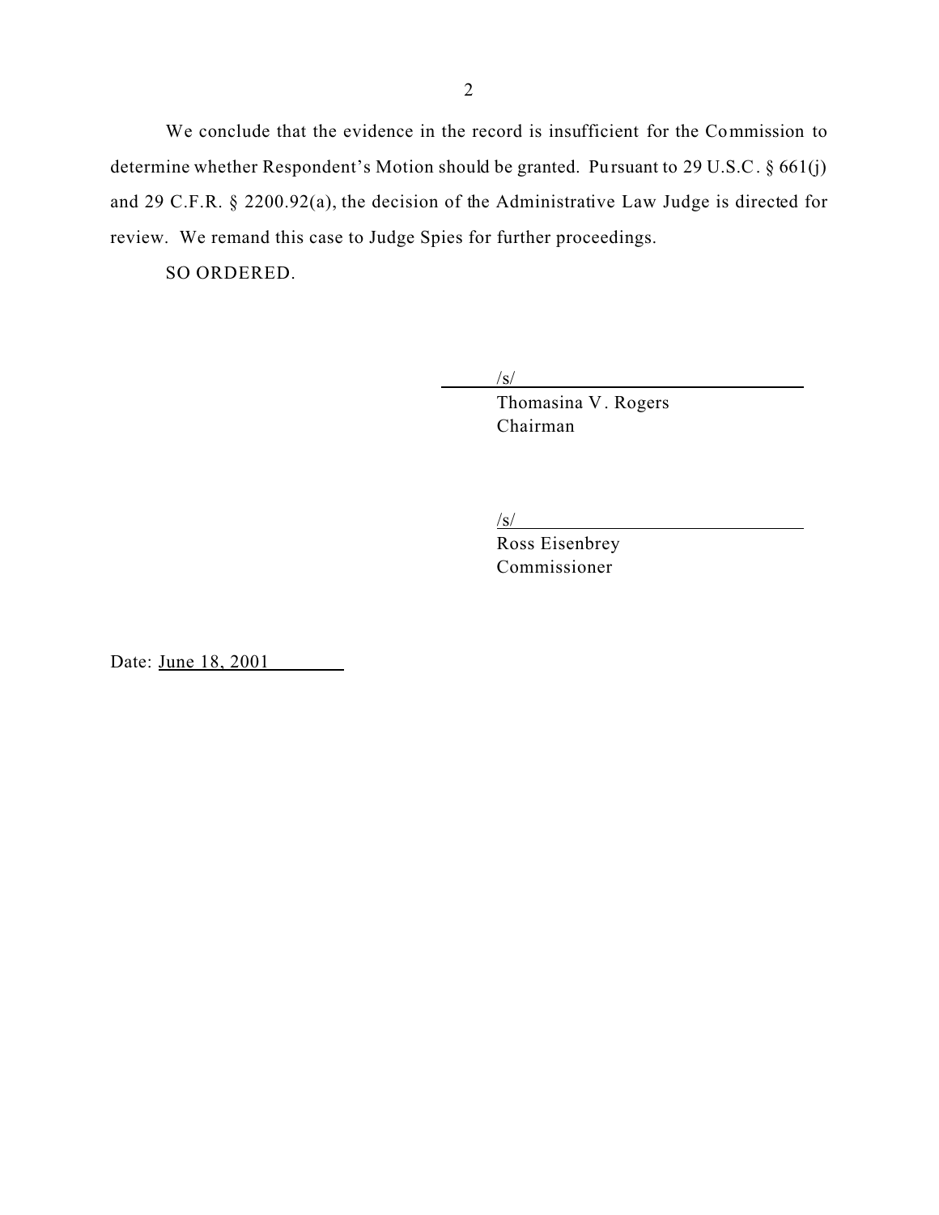We conclude that the evidence in the record is insufficient for the Commission to determine whether Respondent's Motion should be granted. Pursuant to 29 U.S.C. § 661(j) and 29 C.F.R. § 2200.92(a), the decision of the Administrative Law Judge is directed for review. We remand this case to Judge Spies for further proceedings.

SO ORDERED.

/s/
Thomasina V. Rogers
Chairman

/s/
Ross Eisenbrey
Commissioner

Date: June 18, 2001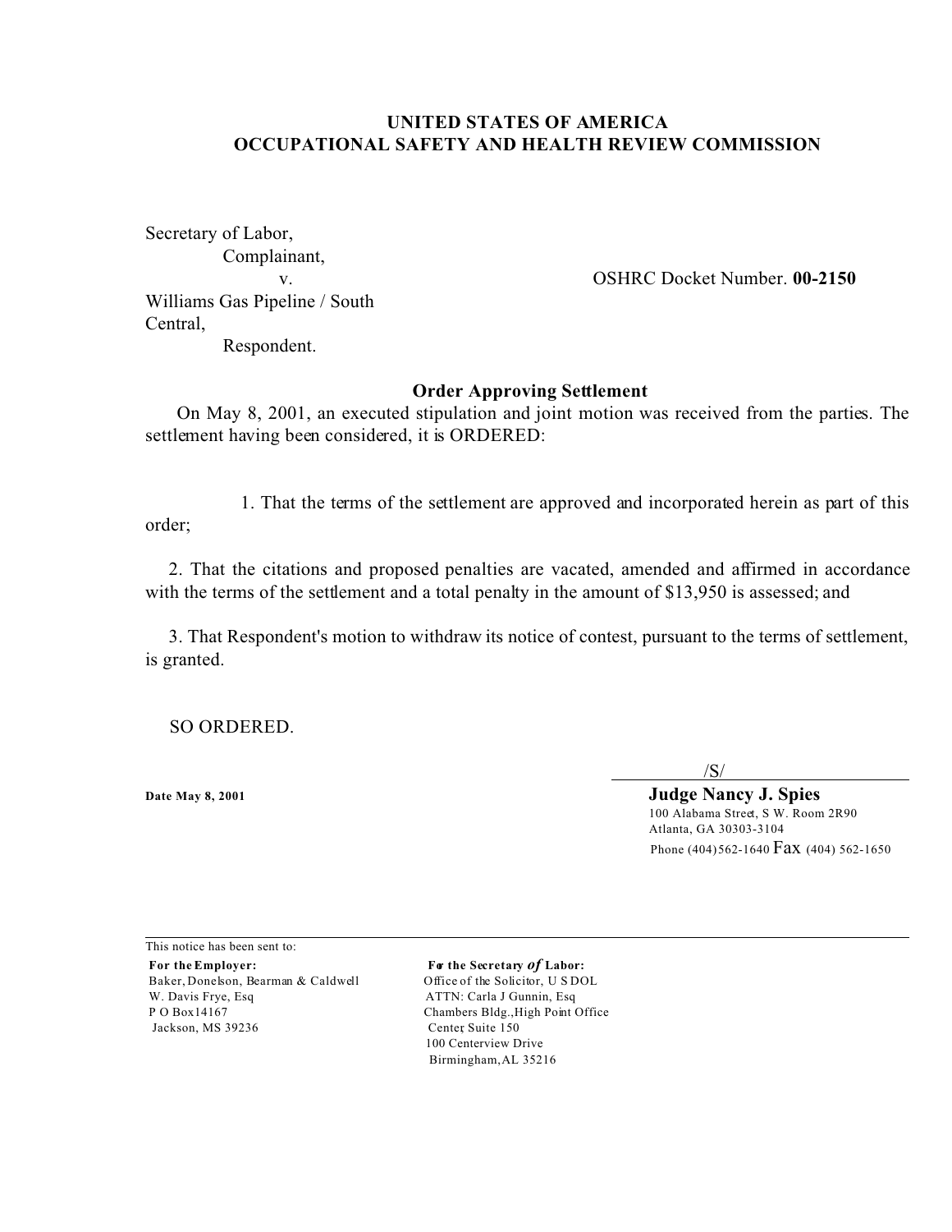# UNITED STATES OF AMERICA
# OCCUPATIONAL SAFETY AND HEALTH REVIEW COMMISSION

Secretary of Labor,
Complainant,
v.
Williams Gas Pipeline / South Central,
Respondent.

OSHRC Docket Number. **00-2150**

### Order Approving Settlement

On May 8, 2001, an executed stipulation and joint motion was received from the parties. The settlement having been considered, it is ORDERED:

1. That the terms of the settlement are approved and incorporated herein as part of this order;

2. That the citations and proposed penalties are vacated, amended and affirmed in accordance with the terms of the settlement and a total penalty in the amount of $13,950 is assessed; and

3. That Respondent's motion to withdraw its notice of contest, pursuant to the terms of settlement, is granted.

SO ORDERED.

/S/

**Date May 8, 2001**

**Judge Nancy J. Spies**
100 Alabama Street, S W. Room 2R90
Atlanta, GA 30303-3104
Phone (404)562-1640 Fax (404) 562-1650

This notice has been sent to:

**For the Employer:**
Baker, Donelson, Bearman & Caldwell
W. Davis Frye, Esq
P O Box14167
Jackson, MS 39236

**For the Secretary *of* Labor:**
Office of the Solicitor, U S DOL
ATTN: Carla J Gunnin, Esq
Chambers Bldg.,High Point Office Center, Suite 150
100 Centerview Drive
Birmingham,AL 35216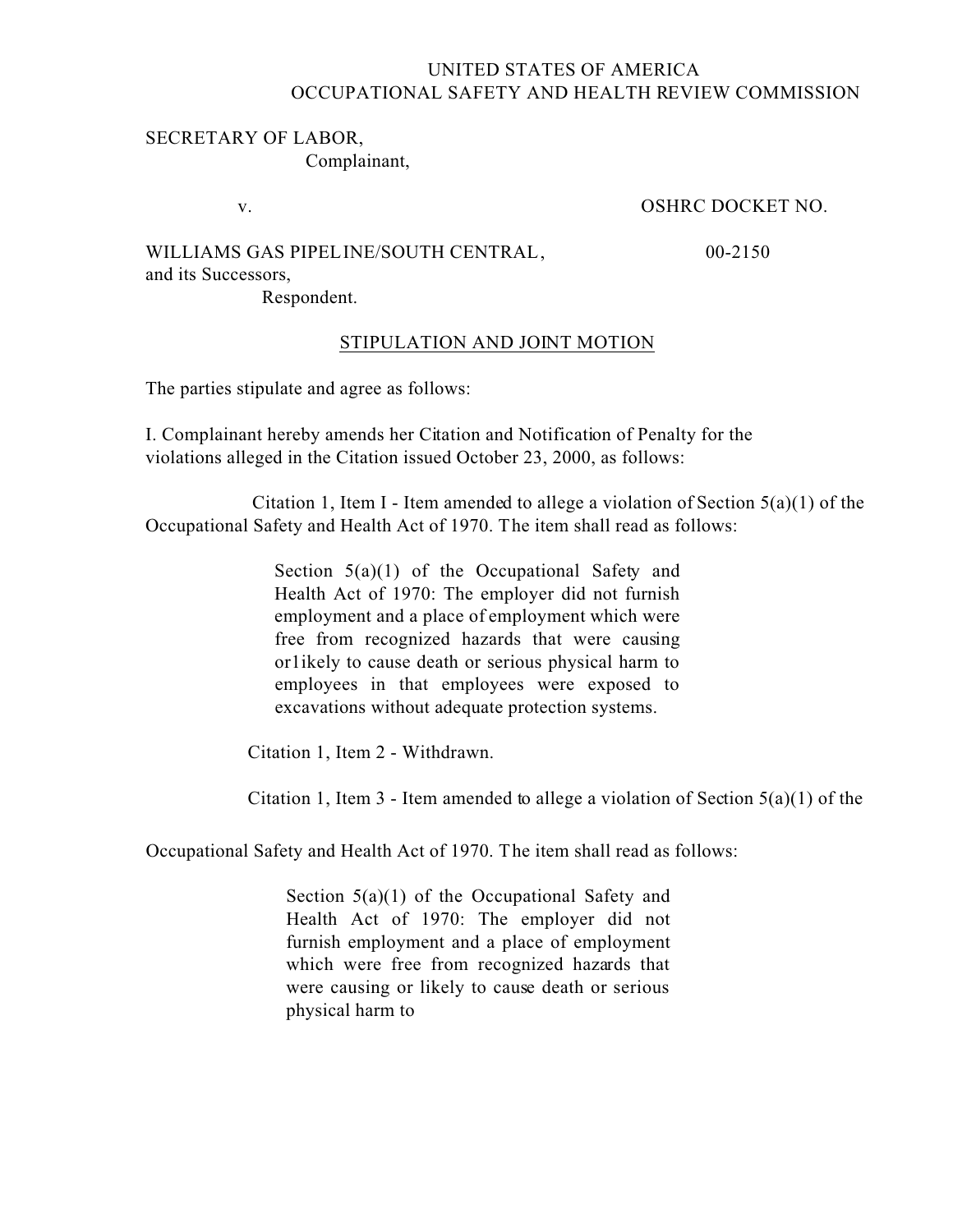UNITED STATES OF AMERICA
OCCUPATIONAL SAFETY AND HEALTH REVIEW COMMISSION

SECRETARY OF LABOR,
Complainant,

v.

OSHRC DOCKET NO.

WILLIAMS GAS PIPELINE/SOUTH CENTRAL,
and its Successors,
Respondent.

00-2150

STIPULATION AND JOINT MOTION

The parties stipulate and agree as follows:

I. Complainant hereby amends her Citation and Notification of Penalty for the violations alleged in the Citation issued October 23, 2000, as follows:

Citation 1, Item I - Item amended to allege a violation of Section 5(a)(1) of the Occupational Safety and Health Act of 1970. The item shall read as follows:

> Section 5(a)(1) of the Occupational Safety and Health Act of 1970: The employer did not furnish employment and a place of employment which were free from recognized hazards that were causing or1ikely to cause death or serious physical harm to employees in that employees were exposed to excavations without adequate protection systems.

Citation 1, Item 2 - Withdrawn.

Citation 1, Item 3 - Item amended to allege a violation of Section 5(a)(1) of the Occupational Safety and Health Act of 1970. The item shall read as follows:

> Section 5(a)(1) of the Occupational Safety and Health Act of 1970: The employer did not furnish employment and a place of employment which were free from recognized hazards that were causing or likely to cause death or serious physical harm to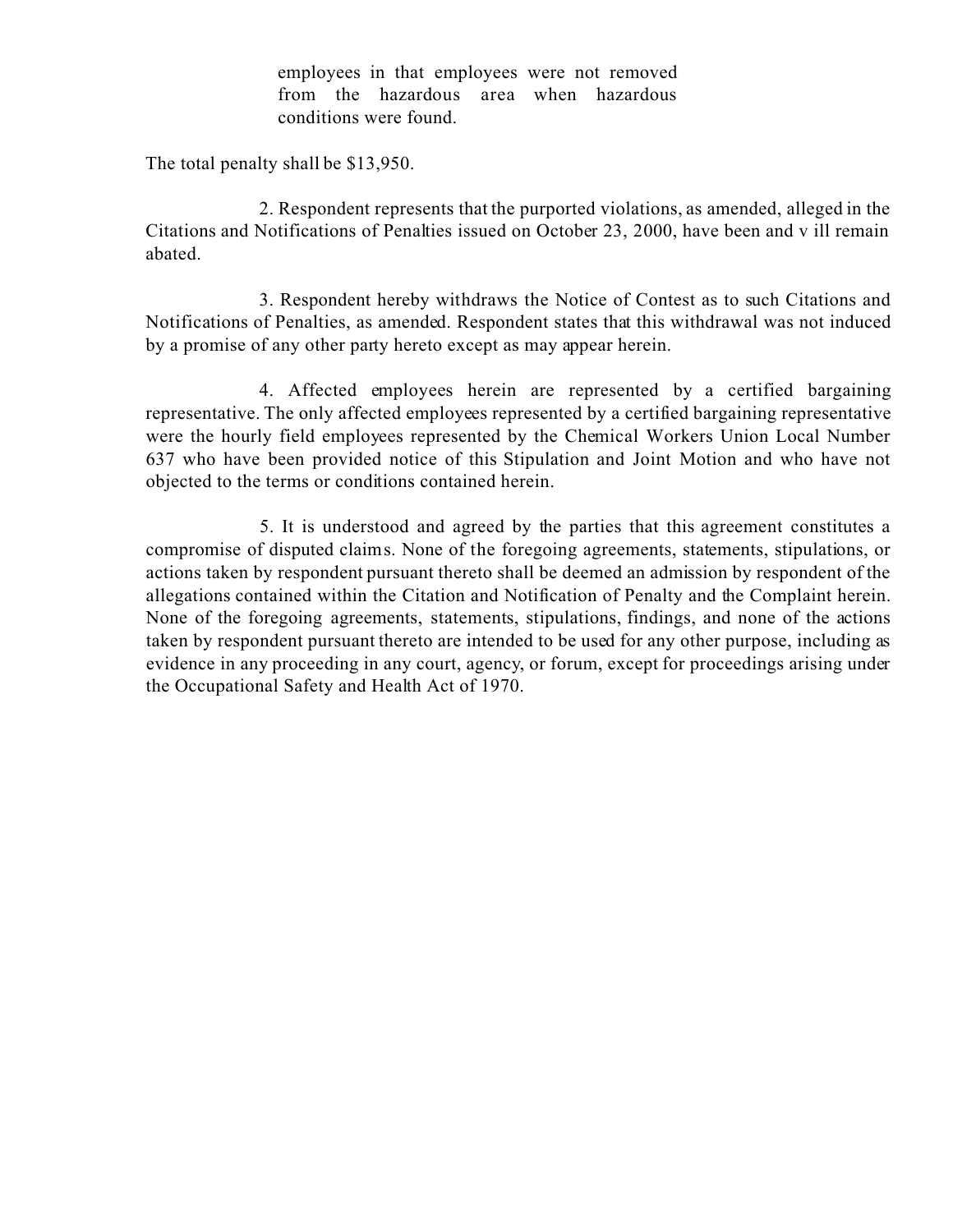employees in that employees were not removed from the hazardous area when hazardous conditions were found.

The total penalty shall be $13,950.

2. Respondent represents that the purported violations, as amended, alleged in the Citations and Notifications of Penalties issued on October 23, 2000, have been and v ill remain abated.

3. Respondent hereby withdraws the Notice of Contest as to such Citations and Notifications of Penalties, as amended. Respondent states that this withdrawal was not induced by a promise of any other party hereto except as may appear herein.

4. Affected employees herein are represented by a certified bargaining representative. The only affected employees represented by a certified bargaining representative were the hourly field employees represented by the Chemical Workers Union Local Number 637 who have been provided notice of this Stipulation and Joint Motion and who have not objected to the terms or conditions contained herein.

5. It is understood and agreed by the parties that this agreement constitutes a compromise of disputed claims. None of the foregoing agreements, statements, stipulations, or actions taken by respondent pursuant thereto shall be deemed an admission by respondent of the allegations contained within the Citation and Notification of Penalty and the Complaint herein. None of the foregoing agreements, statements, stipulations, findings, and none of the actions taken by respondent pursuant thereto are intended to be used for any other purpose, including as evidence in any proceeding in any court, agency, or forum, except for proceedings arising under the Occupational Safety and Health Act of 1970.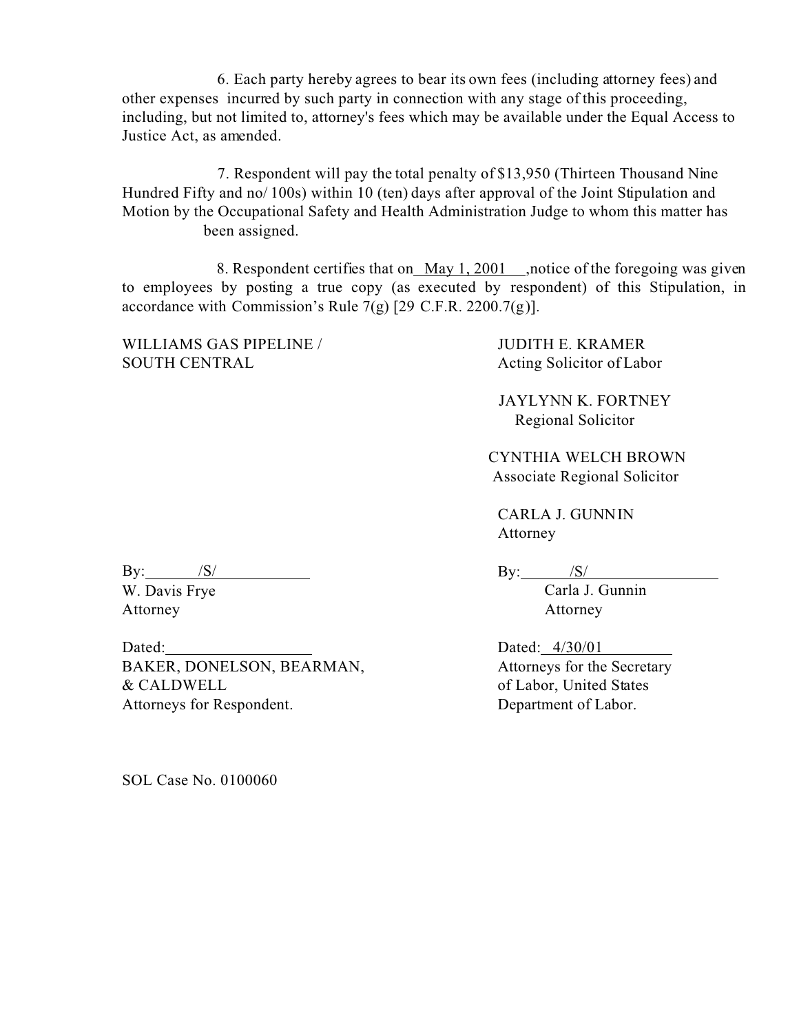6. Each party hereby agrees to bear its own fees (including attorney fees) and other expenses incurred by such party in connection with any stage of this proceeding, including, but not limited to, attorney's fees which may be available under the Equal Access to Justice Act, as amended.

7. Respondent will pay the total penalty of $13,950 (Thirteen Thousand Nine Hundred Fifty and no/ 100s) within 10 (ten) days after approval of the Joint Stipulation and Motion by the Occupational Safety and Health Administration Judge to whom this matter has been assigned.

8. Respondent certifies that on May 1, 2001 ,notice of the foregoing was given to employees by posting a true copy (as executed by respondent) of this Stipulation, in accordance with Commission's Rule 7(g) [29 C.F.R. 2200.7(g)].

WILLIAMS GAS PIPELINE /
SOUTH CENTRAL

By: /S/
W. Davis Frye
Attorney

Dated:
BAKER, DONELSON, BEARMAN, & CALDWELL
Attorneys for Respondent.

JUDITH E. KRAMER
Acting Solicitor of Labor

JAYLYNN K. FORTNEY
Regional Solicitor

CYNTHIA WELCH BROWN
Associate Regional Solicitor

CARLA J. GUNNIN
Attorney

By: /S/
Carla J. Gunnin
Attorney

Dated: 4/30/01
Attorneys for the Secretary of Labor, United States Department of Labor.

SOL Case No. 0100060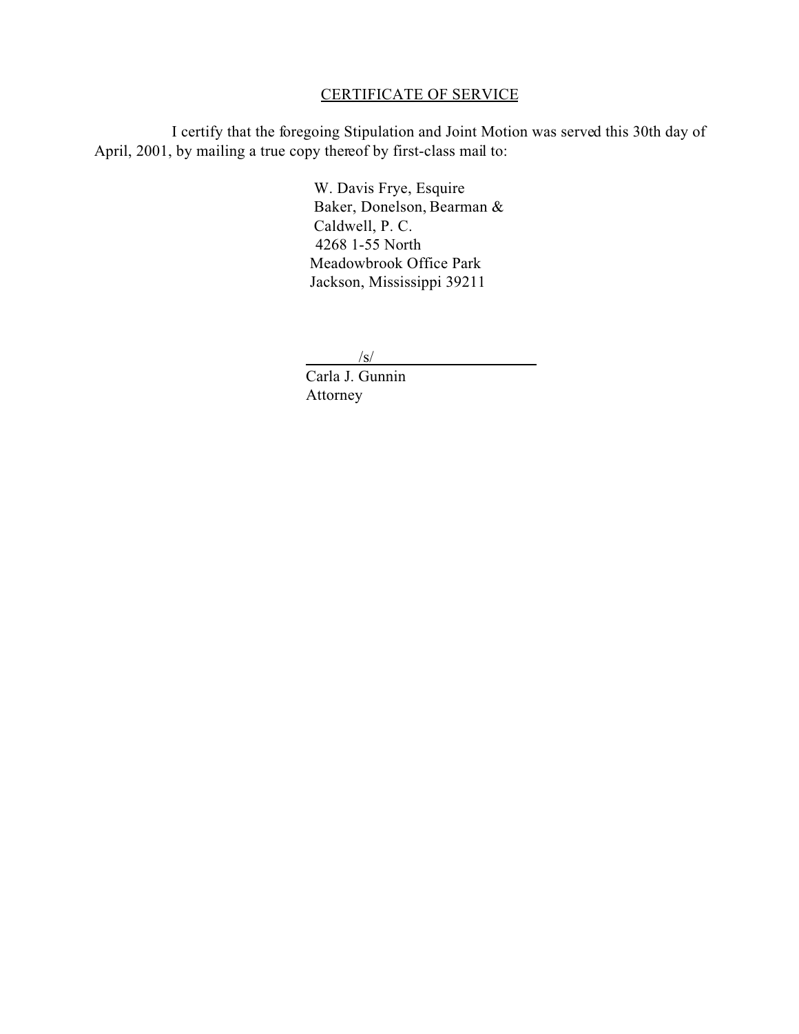## CERTIFICATE OF SERVICE

I certify that the foregoing Stipulation and Joint Motion was served this 30th day of April, 2001, by mailing a true copy thereof by first-class mail to:

W. Davis Frye, Esquire
Baker, Donelson, Bearman &
Caldwell, P. C.
4268 1-55 North
Meadowbrook Office Park
Jackson, Mississippi 39211

/s/
Carla J. Gunnin
Attorney